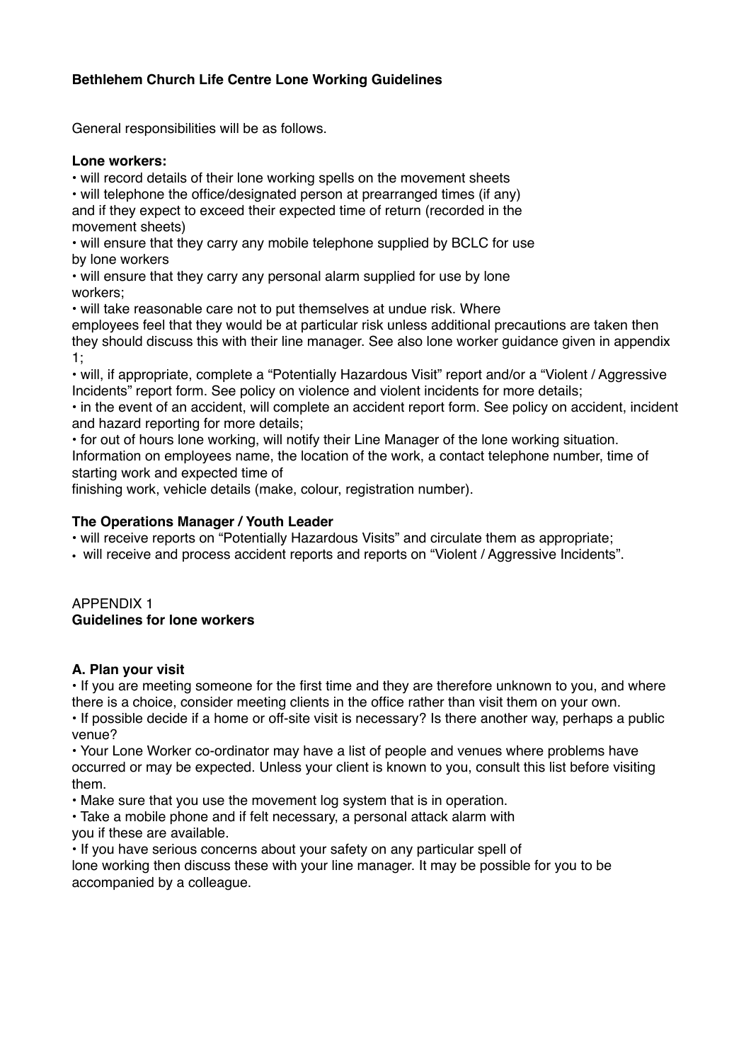**Bethlehem Church Life Centre Lone Working Guidelines**

General responsibilities will be as follows.

**Lone workers:**

- will record details of their lone working spells on the movement sheets
- will telephone the office/designated person at prearranged times (if any) and if they expect to exceed their expected time of return (recorded in the movement sheets)
- will ensure that they carry any mobile telephone supplied by BCLC for use by lone workers
- will ensure that they carry any personal alarm supplied for use by lone workers;
- will take reasonable care not to put themselves at undue risk. Where employees feel that they would be at particular risk unless additional precautions are taken then they should discuss this with their line manager. See also lone worker guidance given in appendix 1;
- will, if appropriate, complete a "Potentially Hazardous Visit" report and/or a "Violent / Aggressive Incidents" report form. See policy on violence and violent incidents for more details;
- in the event of an accident, will complete an accident report form. See policy on accident, incident and hazard reporting for more details;
- for out of hours lone working, will notify their Line Manager of the lone working situation. Information on employees name, the location of the work, a contact telephone number, time of starting work and expected time of finishing work, vehicle details (make, colour, registration number).

**The Operations Manager / Youth Leader**

- will receive reports on "Potentially Hazardous Visits" and circulate them as appropriate;
- will receive and process accident reports and reports on "Violent / Aggressive Incidents".

APPENDIX 1
**Guidelines for lone workers**

**A. Plan your visit**

- If you are meeting someone for the first time and they are therefore unknown to you, and where there is a choice, consider meeting clients in the office rather than visit them on your own.
- If possible decide if a home or off-site visit is necessary? Is there another way, perhaps a public venue?
- Your Lone Worker co-ordinator may have a list of people and venues where problems have occurred or may be expected. Unless your client is known to you, consult this list before visiting them.
- Make sure that you use the movement log system that is in operation.
- Take a mobile phone and if felt necessary, a personal attack alarm with you if these are available.
- If you have serious concerns about your safety on any particular spell of lone working then discuss these with your line manager. It may be possible for you to be accompanied by a colleague.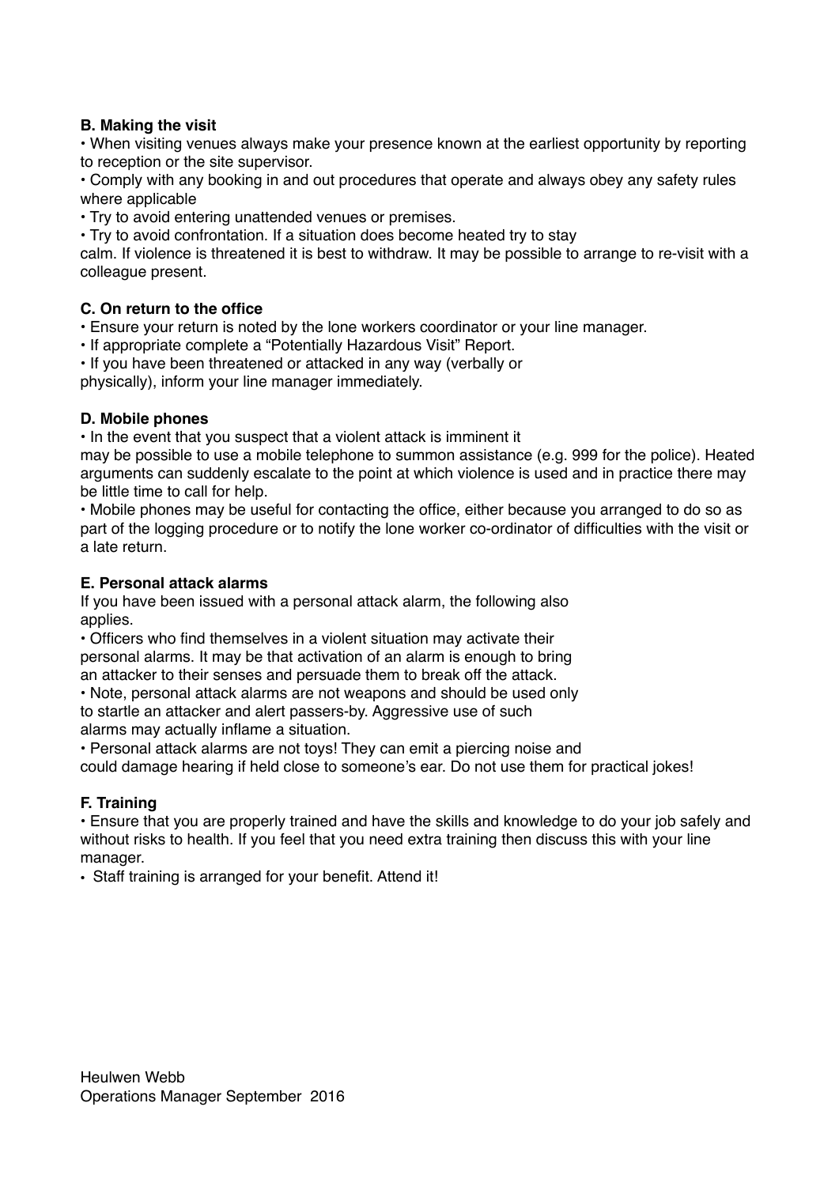**B. Making the visit**

- When visiting venues always make your presence known at the earliest opportunity by reporting to reception or the site supervisor.
- Comply with any booking in and out procedures that operate and always obey any safety rules where applicable
- Try to avoid entering unattended venues or premises.
- Try to avoid confrontation. If a situation does become heated try to stay calm. If violence is threatened it is best to withdraw. It may be possible to arrange to re-visit with a colleague present.

**C. On return to the office**

- Ensure your return is noted by the lone workers coordinator or your line manager.
- If appropriate complete a "Potentially Hazardous Visit" Report.
- If you have been threatened or attacked in any way (verbally or physically), inform your line manager immediately.

**D. Mobile phones**

- In the event that you suspect that a violent attack is imminent it may be possible to use a mobile telephone to summon assistance (e.g. 999 for the police). Heated arguments can suddenly escalate to the point at which violence is used and in practice there may be little time to call for help.
- Mobile phones may be useful for contacting the office, either because you arranged to do so as part of the logging procedure or to notify the lone worker co-ordinator of difficulties with the visit or a late return.

**E. Personal attack alarms**

If you have been issued with a personal attack alarm, the following also applies.

- Officers who find themselves in a violent situation may activate their personal alarms. It may be that activation of an alarm is enough to bring an attacker to their senses and persuade them to break off the attack.
- Note, personal attack alarms are not weapons and should be used only to startle an attacker and alert passers-by. Aggressive use of such alarms may actually inflame a situation.
- Personal attack alarms are not toys! They can emit a piercing noise and could damage hearing if held close to someone's ear. Do not use them for practical jokes!

**F. Training**

- Ensure that you are properly trained and have the skills and knowledge to do your job safely and without risks to health. If you feel that you need extra training then discuss this with your line manager.
- Staff training is arranged for your benefit. Attend it!

Heulwen Webb
Operations Manager September 2016